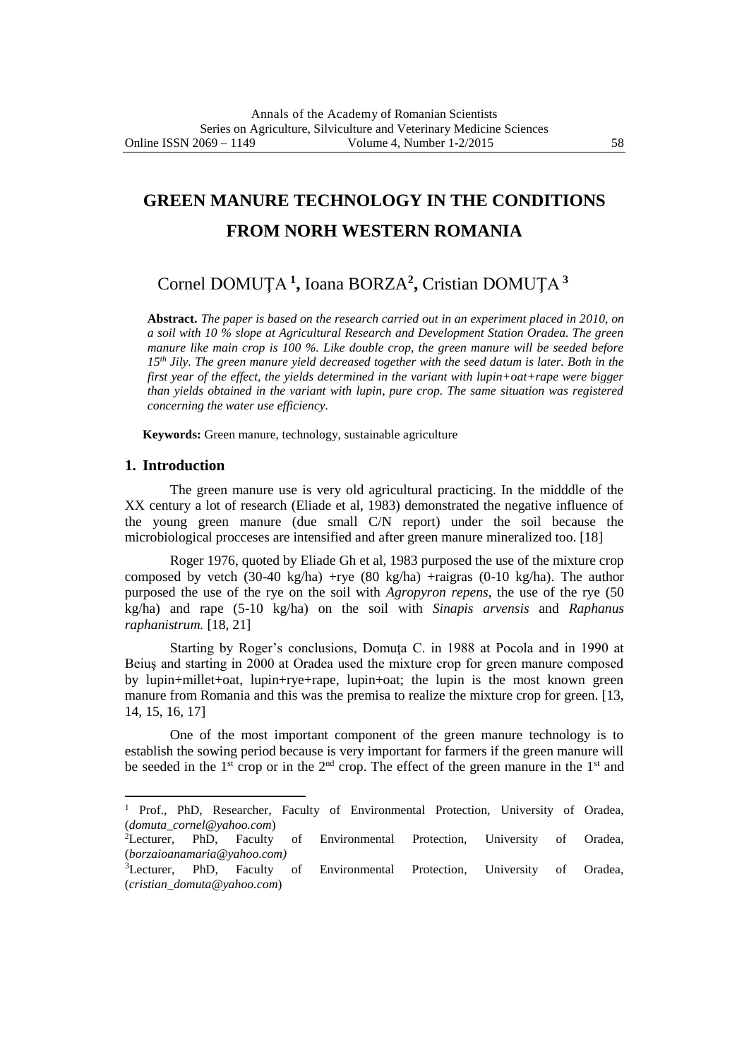# GREEN MANURE TECHNOLOGY IN THE CONDITIONS FROM NORH WESTERN ROMANIA

Cornel DOMUȚA [1], Ioana BORZA[2], Cristian DOMUȚA [3]

**Abstract.** *The paper is based on the research carried out in an experiment placed in 2010, on a soil with 10 % slope at Agricultural Research and Development Station Oradea. The green manure like main crop is 100 %. Like double crop, the green manure will be seeded before 15th Jily. The green manure yield decreased together with the seed datum is later. Both in the first year of the effect, the yields determined in the variant with lupin+oat+rape were bigger than yields obtained in the variant with lupin, pure crop. The same situation was registered concerning the water use efficiency.*

**Keywords:** Green manure, technology, sustainable agriculture

## 1. Introduction

The green manure use is very old agricultural practicing. In the midddle of the XX century a lot of research (Eliade et al, 1983) demonstrated the negative influence of the young green manure (due small C/N report) under the soil because the microbiological procceses are intensified and after green manure mineralized too. [18]

Roger 1976, quoted by Eliade Gh et al, 1983 purposed the use of the mixture crop composed by vetch (30-40 kg/ha) +rye (80 kg/ha) +raigras (0-10 kg/ha). The author purposed the use of the rye on the soil with *Agropyron repens*, the use of the rye (50 kg/ha) and rape (5-10 kg/ha) on the soil with *Sinapis arvensis* and *Raphanus raphanistrum.* [18, 21]

Starting by Roger's conclusions, Domuța C. in 1988 at Pocola and in 1990 at Beiuș and starting in 2000 at Oradea used the mixture crop for green manure composed by lupin+millet+oat, lupin+rye+rape, lupin+oat; the lupin is the most known green manure from Romania and this was the premisa to realize the mixture crop for green. [13, 14, 15, 16, 17]

One of the most important component of the green manure technology is to establish the sowing period because is very important for farmers if the green manure will be seeded in the 1st crop or in the 2nd crop. The effect of the green manure in the 1st and

---

[1] Prof., PhD, Researcher, Faculty of Environmental Protection, University of Oradea, (*domuta_cornel@yahoo.com*)

[2] Lecturer, PhD, Faculty of Environmental Protection, University of Oradea, (*borzaioanamaria@yahoo.com)*

[3] Lecturer, PhD, Faculty of Environmental Protection, University of Oradea, (*cristian_domuta@yahoo.com*)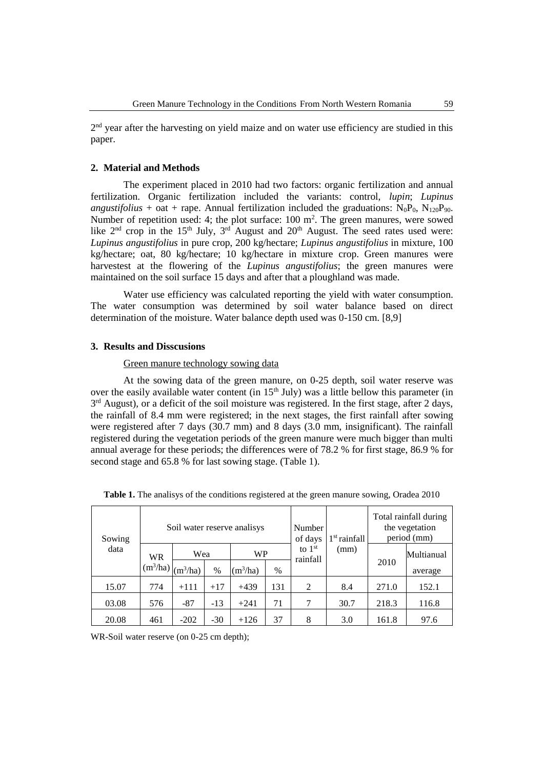$2^{nd}$ year after the harvesting on yield maize and on water use efficiency are studied in this paper.

## 2. Material and Methods

The experiment placed in 2010 had two factors: organic fertilization and annual fertilization. Organic fertilization included the variants: control, *lupin*; *Lupinus angustifolius* + oat + rape. Annual fertilization included the graduations: $N_0P_0$, $N_{120}P_{90}$. Number of repetition used: 4; the plot surface: 100 $m^2$. The green manures, were sowed like $2^{nd}$ crop in the $15^{th}$ July, $3^{rd}$ August and $20^{th}$ August. The seed rates used were: *Lupinus angustifolius* in pure crop, 200 kg/hectare; *Lupinus angustifolius* in mixture, 100 kg/hectare; oat, 80 kg/hectare; 10 kg/hectare in mixture crop. Green manures were harvestest at the flowering of the *Lupinus angustifolius*; the green manures were maintained on the soil surface 15 days and after that a ploughland was made.

Water use efficiency was calculated reporting the yield with water consumption. The water consumption was determined by soil water balance based on direct determination of the moisture. Water balance depth used was 0-150 cm. [8,9]

## 3. Results and Disscusions

Green manure technology sowing data

At the sowing data of the green manure, on 0-25 depth, soil water reserve was over the easily available water content (in $15^{th}$ July) was a little bellow this parameter (in $3^{rd}$ August), or a deficit of the soil moisture was registered. In the first stage, after 2 days, the rainfall of 8.4 mm were registered; in the next stages, the first rainfall after sowing were registered after 7 days (30.7 mm) and 8 days (3.0 mm, insignificant). The rainfall registered during the vegetation periods of the green manure were much bigger than multi annual average for these periods; the differences were of 78.2 % for first stage, 86.9 % for second stage and 65.8 % for last sowing stage. (Table 1).

**Table 1.** The analisys of the conditions registered at the green manure sowing, Oradea 2010

| Sowing data | Soil water reserve analisys | | | | | Number of days to $1^{st}$ rainfall | $1^{st}$ rainfall (mm) | Total rainfall during the vegetation period (mm) | |
|---|---|---|---|---|---|---|---|---|---|
| | WR ($m^3$/ha) | Wea | | WP | | | | 2010 | Multianual average |
| | | ($m^3$/ha) | % | ($m^3$/ha) | % | | | | |
| 15.07 | 774 | +111 | +17 | +439 | 131 | 2 | 8.4 | 271.0 | 152.1 |
| 03.08 | 576 | -87 | -13 | +241 | 71 | 7 | 30.7 | 218.3 | 116.8 |
| 20.08 | 461 | -202 | -30 | +126 | 37 | 8 | 3.0 | 161.8 | 97.6 |

WR-Soil water reserve (on 0-25 cm depth);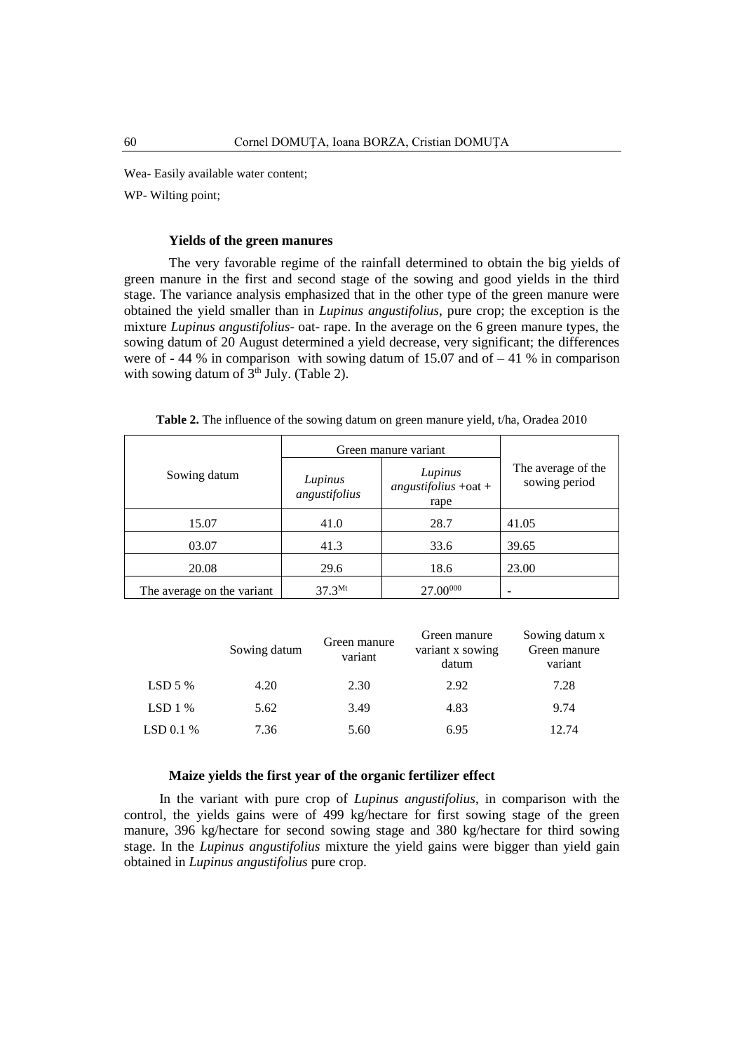Wea- Easily available water content;

WP- Wilting point;

### Yields of the green manures

The very favorable regime of the rainfall determined to obtain the big yields of green manure in the first and second stage of the sowing and good yields in the third stage. The variance analysis emphasized that in the other type of the green manure were obtained the yield smaller than in *Lupinus angustifolius*, pure crop; the exception is the mixture *Lupinus angustifolius*- oat- rape. In the average on the 6 green manure types, the sowing datum of 20 August determined a yield decrease, very significant; the differences were of - 44 % in comparison with sowing datum of 15.07 and of – 41 % in comparison with sowing datum of 3[th] July. (Table 2).

**Table 2.** The influence of the sowing datum on green manure yield, t/ha, Oradea 2010

| Sowing datum | Green manure variant | | The average of the sowing period |
|---|---|---|---|
| | *Lupinus angustifolius* | *Lupinus angustifolius* +oat + rape | |
| 15.07 | 41.0 | 28.7 | 41.05 |
| 03.07 | 41.3 | 33.6 | 39.65 |
| 20.08 | 29.6 | 18.6 | 23.00 |
| The average on the variant | $37.3^{Mt}$ | $27.00^{000}$ | - |

| | Sowing datum | Green manure variant | Green manure variant x sowing datum | Sowing datum x Green manure variant |
|---|---|---|---|---|
| LSD 5 % | 4.20 | 2.30 | 2.92 | 7.28 |
| LSD 1 % | 5.62 | 3.49 | 4.83 | 9.74 |
| LSD 0.1 % | 7.36 | 5.60 | 6.95 | 12.74 |

### Maize yields the first year of the organic fertilizer effect

In the variant with pure crop of *Lupinus angustifolius*, in comparison with the control, the yields gains were of 499 kg/hectare for first sowing stage of the green manure, 396 kg/hectare for second sowing stage and 380 kg/hectare for third sowing stage. In the *Lupinus angustifolius* mixture the yield gains were bigger than yield gain obtained in *Lupinus angustifolius* pure crop.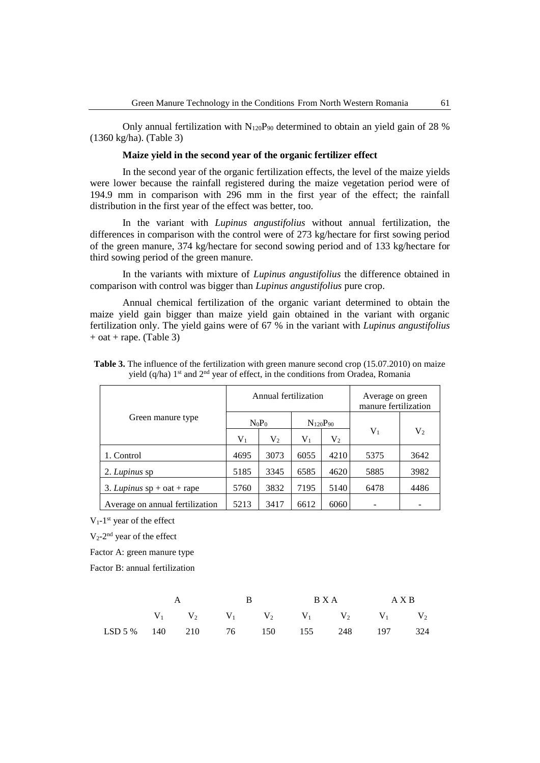Only annual fertilization with $N_{120}P_{90}$ determined to obtain an yield gain of 28 % (1360 kg/ha). (Table 3)

**Maize yield in the second year of the organic fertilizer effect**

In the second year of the organic fertilization effects, the level of the maize yields were lower because the rainfall registered during the maize vegetation period were of 194.9 mm in comparison with 296 mm in the first year of the effect; the rainfall distribution in the first year of the effect was better, too.

In the variant with *Lupinus angustifolius* without annual fertilization, the differences in comparison with the control were of 273 kg/hectare for first sowing period of the green manure, 374 kg/hectare for second sowing period and of 133 kg/hectare for third sowing period of the green manure.

In the variants with mixture of *Lupinus angustifolius* the difference obtained in comparison with control was bigger than *Lupinus angustifolius* pure crop.

Annual chemical fertilization of the organic variant determined to obtain the maize yield gain bigger than maize yield gain obtained in the variant with organic fertilization only. The yield gains were of 67 % in the variant with *Lupinus angustifolius* + oat + rape. (Table 3)

**Table 3.** The influence of the fertilization with green manure second crop (15.07.2010) on maize yield (q/ha) 1st and 2nd year of effect, in the conditions from Oradea, Romania

| Green manure type | Annual fertilization | | | | Average on green manure fertilization | |
|---|---|---|---|---|---|---|
| | $N_0P_0$ | | $N_{120}P_{90}$ | | $V_1$ | $V_2$ |
| | $V_1$ | $V_2$ | $V_1$ | $V_2$ | | |
| 1. Control | 4695 | 3073 | 6055 | 4210 | 5375 | 3642 |
| 2. *Lupinus* sp | 5185 | 3345 | 6585 | 4620 | 5885 | 3982 |
| 3. *Lupinus* sp + oat + rape | 5760 | 3832 | 7195 | 5140 | 6478 | 4486 |
| Average on annual fertilization | 5213 | 3417 | 6612 | 6060 | - | - |

$V_1$-1st year of the effect

$V_2$-2nd year of the effect

Factor A: green manure type

Factor B: annual fertilization

| | A | | B | | B X A | | A X B | |
|---|---|---|---|---|---|---|---|---|
| | $V_1$ | $V_2$ | $V_1$ | $V_2$ | $V_1$ | $V_2$ | $V_1$ | $V_2$ |
| LSD 5 % | 140 | 210 | 76 | 150 | 155 | 248 | 197 | 324 |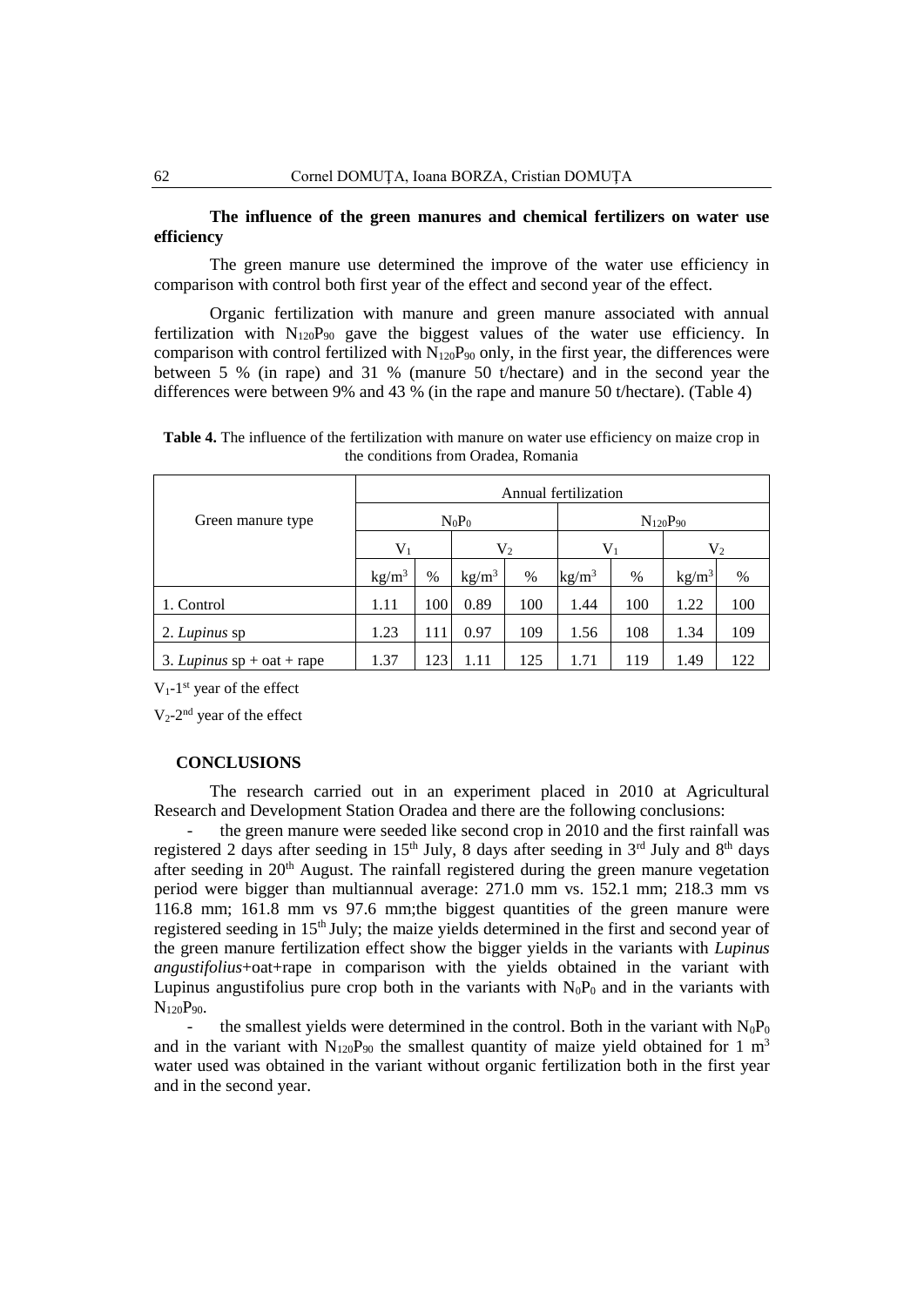## The influence of the green manures and chemical fertilizers on water use efficiency

The green manure use determined the improve of the water use efficiency in comparison with control both first year of the effect and second year of the effect.

Organic fertilization with manure and green manure associated with annual fertilization with $N_{120}P_{90}$ gave the biggest values of the water use efficiency. In comparison with control fertilized with $N_{120}P_{90}$ only, in the first year, the differences were between 5 % (in rape) and 31 % (manure 50 t/hectare) and in the second year the differences were between 9% and 43 % (in the rape and manure 50 t/hectare). (Table 4)

**Table 4.** The influence of the fertilization with manure on water use efficiency on maize crop in the conditions from Oradea, Romania

| Green manure type | Annual fertilization | | | | | | | |
|---|---|---|---|---|---|---|---|---|
| | $N_0P_0$ | | | | $N_{120}P_{90}$ | | | |
| | $V_1$ | | $V_2$ | | $V_1$ | | $V_2$ | |
| | $kg/m^3$ | % | $kg/m^3$ | % | $kg/m^3$ | % | $kg/m^3$ | % |
| 1. Control | 1.11 | 100 | 0.89 | 100 | 1.44 | 100 | 1.22 | 100 |
| 2. *Lupinus* sp | 1.23 | 111 | 0.97 | 109 | 1.56 | 108 | 1.34 | 109 |
| 3. *Lupinus* sp + oat + rape | 1.37 | 123 | 1.11 | 125 | 1.71 | 119 | 1.49 | 122 |

$V_1$-1st year of the effect

$V_2$-2nd year of the effect

## CONCLUSIONS

The research carried out in an experiment placed in 2010 at Agricultural Research and Development Station Oradea and there are the following conclusions:

- the green manure were seeded like second crop in 2010 and the first rainfall was registered 2 days after seeding in 15th July, 8 days after seeding in 3rd July and 8th days after seeding in 20th August. The rainfall registered during the green manure vegetation period were bigger than multiannual average: 271.0 mm vs. 152.1 mm; 218.3 mm vs 116.8 mm; 161.8 mm vs 97.6 mm;the biggest quantities of the green manure were registered seeding in 15th July; the maize yields determined in the first and second year of the green manure fertilization effect show the bigger yields in the variants with *Lupinus angustifolius*+oat+rape in comparison with the yields obtained in the variant with Lupinus angustifolius pure crop both in the variants with $N_0P_0$ and in the variants with $N_{120}P_{90}$.
- the smallest yields were determined in the control. Both in the variant with $N_0P_0$ and in the variant with $N_{120}P_{90}$ the smallest quantity of maize yield obtained for 1 $m^3$ water used was obtained in the variant without organic fertilization both in the first year and in the second year.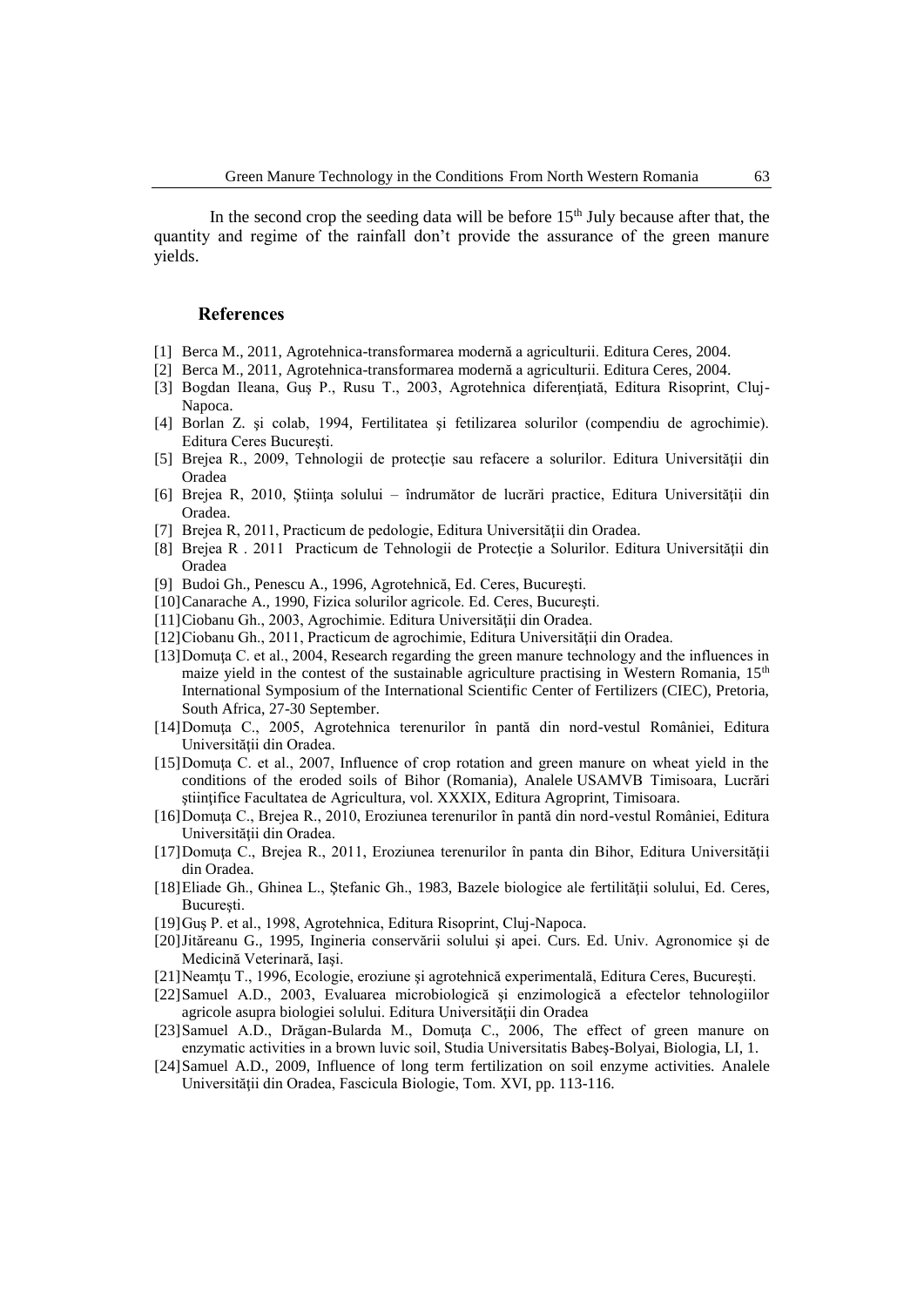In the second crop the seeding data will be before 15th July because after that, the quantity and regime of the rainfall don't provide the assurance of the green manure yields.

## References

[1] Berca M., 2011, Agrotehnica-transformarea modernă a agriculturii. Editura Ceres, 2004.

[2] Berca M., 2011, Agrotehnica-transformarea modernă a agriculturii. Editura Ceres, 2004.

[3] Bogdan Ileana, Guş P., Rusu T., 2003, Agrotehnica diferenţiată, Editura Risoprint, Cluj-Napoca.

[4] Borlan Z. şi colab, 1994, Fertilitatea şi fetilizarea solurilor (compendiu de agrochimie). Editura Ceres Bucureşti.

[5] Brejea R., 2009, Tehnologii de protecţie sau refacere a solurilor. Editura Universităţii din Oradea

[6] Brejea R, 2010, Ştiinţa solului – îndrumător de lucrări practice, Editura Universităţii din Oradea.

[7] Brejea R, 2011, Practicum de pedologie, Editura Universităţii din Oradea.

[8] Brejea R . 2011 Practicum de Tehnologii de Protecţie a Solurilor. Editura Universităţii din Oradea

[9] Budoi Gh., Penescu A., 1996, Agrotehnică, Ed. Ceres, Bucureşti.

[10] Canarache A., 1990, Fizica solurilor agricole. Ed. Ceres, Bucureşti.

[11] Ciobanu Gh., 2003, Agrochimie. Editura Universităţii din Oradea.

[12] Ciobanu Gh., 2011, Practicum de agrochimie, Editura Universităţii din Oradea.

[13] Domuţa C. et al., 2004, Research regarding the green manure technology and the influences in maize yield in the contest of the sustainable agriculture practising in Western Romania, 15th International Symposium of the International Scientific Center of Fertilizers (CIEC), Pretoria, South Africa, 27-30 September.

[14] Domuţa C., 2005, Agrotehnica terenurilor în pantă din nord-vestul României, Editura Universităţii din Oradea.

[15] Domuţa C. et al., 2007, Influence of crop rotation and green manure on wheat yield in the conditions of the eroded soils of Bihor (Romania), Analele USAMVB Timisoara, Lucrări ştiinţifice Facultatea de Agricultura, vol. XXXIX, Editura Agroprint, Timisoara.

[16] Domuţa C., Brejea R., 2010, Eroziunea terenurilor în pantă din nord-vestul României, Editura Universităţii din Oradea.

[17] Domuţa C., Brejea R., 2011, Eroziunea terenurilor în panta din Bihor, Editura Universităţii din Oradea.

[18] Eliade Gh., Ghinea L., Ştefanic Gh., 1983, Bazele biologice ale fertilităţii solului, Ed. Ceres, Bucureşti.

[19] Guş P. et al., 1998, Agrotehnica, Editura Risoprint, Cluj-Napoca.

[20] Jităreanu G., 1995, Ingineria conservării solului şi apei. Curs. Ed. Univ. Agronomice şi de Medicină Veterinară, Iaşi.

[21] Neamţu T., 1996, Ecologie, eroziune şi agrotehnică experimentală, Editura Ceres, Bucureşti.

[22] Samuel A.D., 2003, Evaluarea microbiologică şi enzimologică a efectelor tehnologiilor agricole asupra biologiei solului. Editura Universităţii din Oradea

[23] Samuel A.D., Drăgan-Bularda M., Domuţa C., 2006, The effect of green manure on enzymatic activities in a brown luvic soil, Studia Universitatis Babeş-Bolyai, Biologia, LI, 1.

[24] Samuel A.D., 2009, Influence of long term fertilization on soil enzyme activities. Analele Universităţii din Oradea, Fascicula Biologie, Tom. XVI, pp. 113-116.